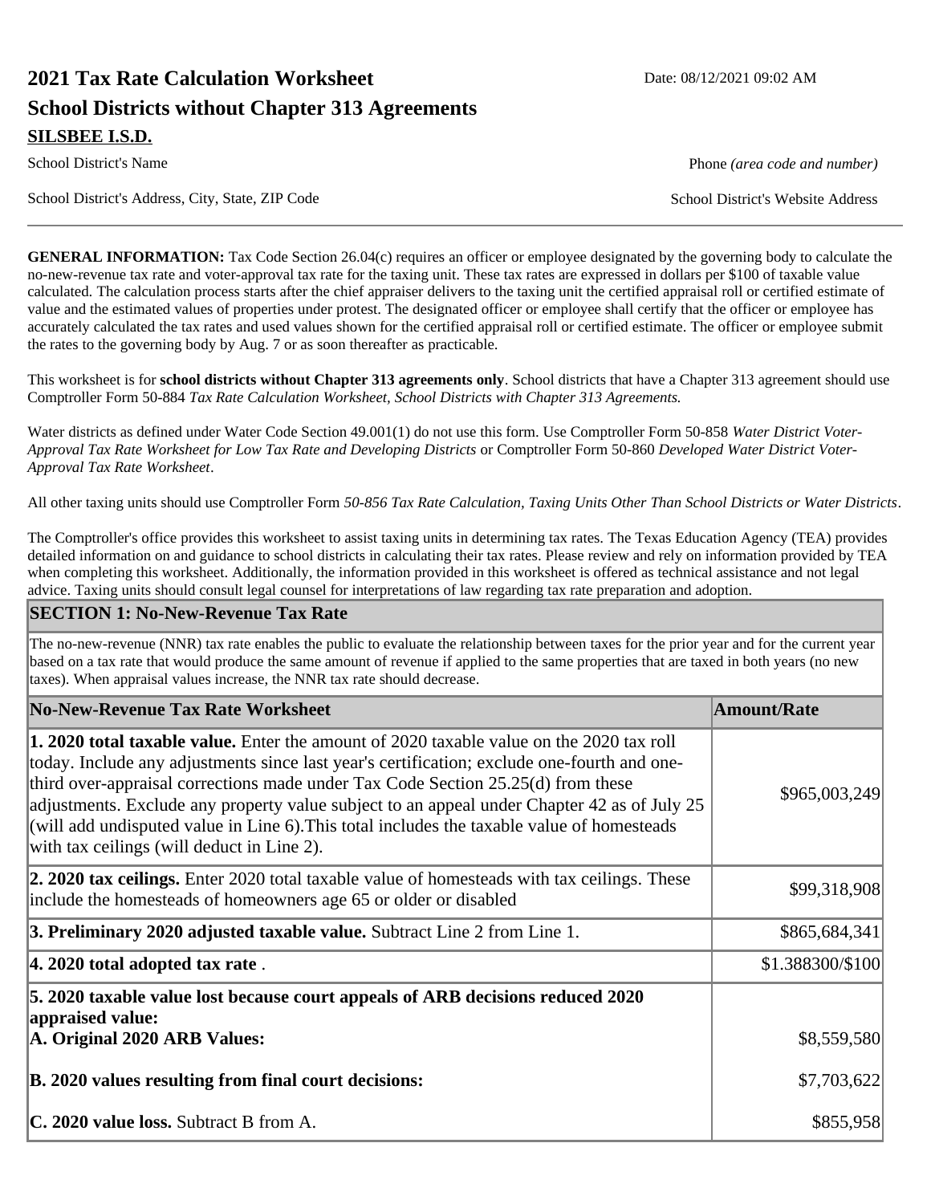# 2021 Tax Rate Calculation Worksheet

Date: 08/12/2021 09:02 AM

## School Districts without Chapter 313 Agreements

**SILBEE I.S.D.**

School District's Name

Phone *(area code and number)*

School District's Address, City, State, ZIP Code

School District's Website Address

---

**GENERAL INFORMATION:** Tax Code Section 26.04(c) requires an officer or employee designated by the governing body to calculate the no-new-revenue tax rate and voter-approval tax rate for the taxing unit. These tax rates are expressed in dollars per $100 of taxable value calculated. The calculation process starts after the chief appraiser delivers to the taxing unit the certified appraisal roll or certified estimate of value and the estimated values of properties under protest. The designated officer or employee shall certify that the officer or employee has accurately calculated the tax rates and used values shown for the certified appraisal roll or certified estimate. The officer or employee submit the rates to the governing body by Aug. 7 or as soon thereafter as practicable.

This worksheet is for **school districts without Chapter 313 agreements only**. School districts that have a Chapter 313 agreement should use Comptroller Form 50-884 *Tax Rate Calculation Worksheet, School Districts with Chapter 313 Agreements.*

Water districts as defined under Water Code Section 49.001(1) do not use this form. Use Comptroller Form 50-858 *Water District Voter-Approval Tax Rate Worksheet for Low Tax Rate and Developing Districts* or Comptroller Form 50-860 *Developed Water District Voter-Approval Tax Rate Worksheet*.

All other taxing units should use Comptroller Form *50-856 Tax Rate Calculation, Taxing Units Other Than School Districts or Water Districts*.

The Comptroller's office provides this worksheet to assist taxing units in determining tax rates. The Texas Education Agency (TEA) provides detailed information on and guidance to school districts in calculating their tax rates. Please review and rely on information provided by TEA when completing this worksheet. Additionally, the information provided in this worksheet is offered as technical assistance and not legal advice. Taxing units should consult legal counsel for interpretations of law regarding tax rate preparation and adoption.

## SECTION 1: No-New-Revenue Tax Rate

The no-new-revenue (NNR) tax rate enables the public to evaluate the relationship between taxes for the prior year and for the current year based on a tax rate that would produce the same amount of revenue if applied to the same properties that are taxed in both years (no new taxes). When appraisal values increase, the NNR tax rate should decrease.

| No-New-Revenue Tax Rate Worksheet | Amount/Rate |
|---|---|
| **1. 2020 total taxable value.** Enter the amount of 2020 taxable value on the 2020 tax roll today. Include any adjustments since last year's certification; exclude one-fourth and one-third over-appraisal corrections made under Tax Code Section 25.25(d) from these adjustments. Exclude any property value subject to an appeal under Chapter 42 as of July 25 (will add undisputed value in Line 6).This total includes the taxable value of homesteads with tax ceilings (will deduct in Line 2). | $965,003,249 |
| **2. 2020 tax ceilings.** Enter 2020 total taxable value of homesteads with tax ceilings. These include the homesteads of homeowners age 65 or older or disabled | $99,318,908 |
| **3. Preliminary 2020 adjusted taxable value.** Subtract Line 2 from Line 1. | $865,684,341 |
| **4. 2020 total adopted tax rate** . | $1.388300/$100 |
| **5. 2020 taxable value lost because court appeals of ARB decisions reduced 2020 appraised value:** | |
| **A. Original 2020 ARB Values:** | $8,559,580 |
| **B. 2020 values resulting from final court decisions:** | $7,703,622 |
| **C. 2020 value loss.** Subtract B from A. | $855,958 |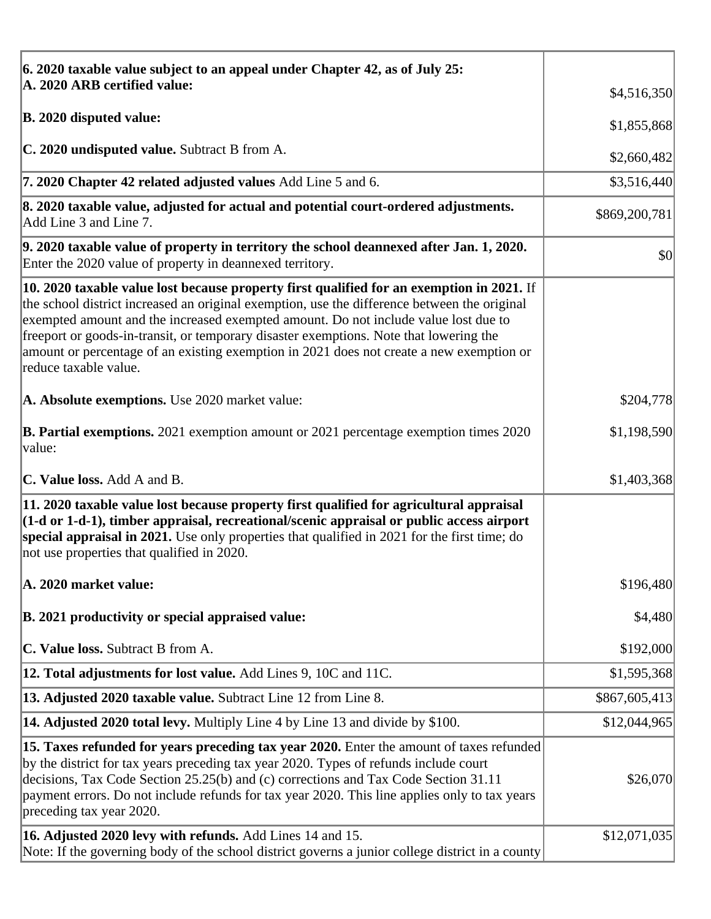| | |
|---|---|
| **6. 2020 taxable value subject to an appeal under Chapter 42, as of July 25:**<br>**A. 2020 ARB certified value:** | $4,516,350 |
| **B. 2020 disputed value:** | $1,855,868 |
| **C. 2020 undisputed value.** Subtract B from A. | $2,660,482 |
| **7. 2020 Chapter 42 related adjusted values** Add Line 5 and 6. | $3,516,440 |
| **8. 2020 taxable value, adjusted for actual and potential court-ordered adjustments.** Add Line 3 and Line 7. | $869,200,781 |
| **9. 2020 taxable value of property in territory the school deannexed after Jan. 1, 2020.** Enter the 2020 value of property in deannexed territory. | $0 |
| **10. 2020 taxable value lost because property first qualified for an exemption in 2021.** If the school district increased an original exemption, use the difference between the original exempted amount and the increased exempted amount. Do not include value lost due to freeport or goods-in-transit, or temporary disaster exemptions. Note that lowering the amount or percentage of an existing exemption in 2021 does not create a new exemption or reduce taxable value. | |
| **A. Absolute exemptions.** Use 2020 market value: | $204,778 |
| **B. Partial exemptions.** 2021 exemption amount or 2021 percentage exemption times 2020 value: | $1,198,590 |
| **C. Value loss.** Add A and B. | $1,403,368 |
| **11. 2020 taxable value lost because property first qualified for agricultural appraisal (1-d or 1-d-1), timber appraisal, recreational/scenic appraisal or public access airport special appraisal in 2021.** Use only properties that qualified in 2021 for the first time; do not use properties that qualified in 2020. | |
| **A. 2020 market value:** | $196,480 |
| **B. 2021 productivity or special appraised value:** | $4,480 |
| **C. Value loss.** Subtract B from A. | $192,000 |
| **12. Total adjustments for lost value.** Add Lines 9, 10C and 11C. | $1,595,368 |
| **13. Adjusted 2020 taxable value.** Subtract Line 12 from Line 8. | $867,605,413 |
| **14. Adjusted 2020 total levy.** Multiply Line 4 by Line 13 and divide by $100. | $12,044,965 |
| **15. Taxes refunded for years preceding tax year 2020.** Enter the amount of taxes refunded by the district for tax years preceding tax year 2020. Types of refunds include court decisions, Tax Code Section 25.25(b) and (c) corrections and Tax Code Section 31.11 payment errors. Do not include refunds for tax year 2020. This line applies only to tax years preceding tax year 2020. | $26,070 |
| **16. Adjusted 2020 levy with refunds.** Add Lines 14 and 15.<br>Note: If the governing body of the school district governs a junior college district in a county | $12,071,035 |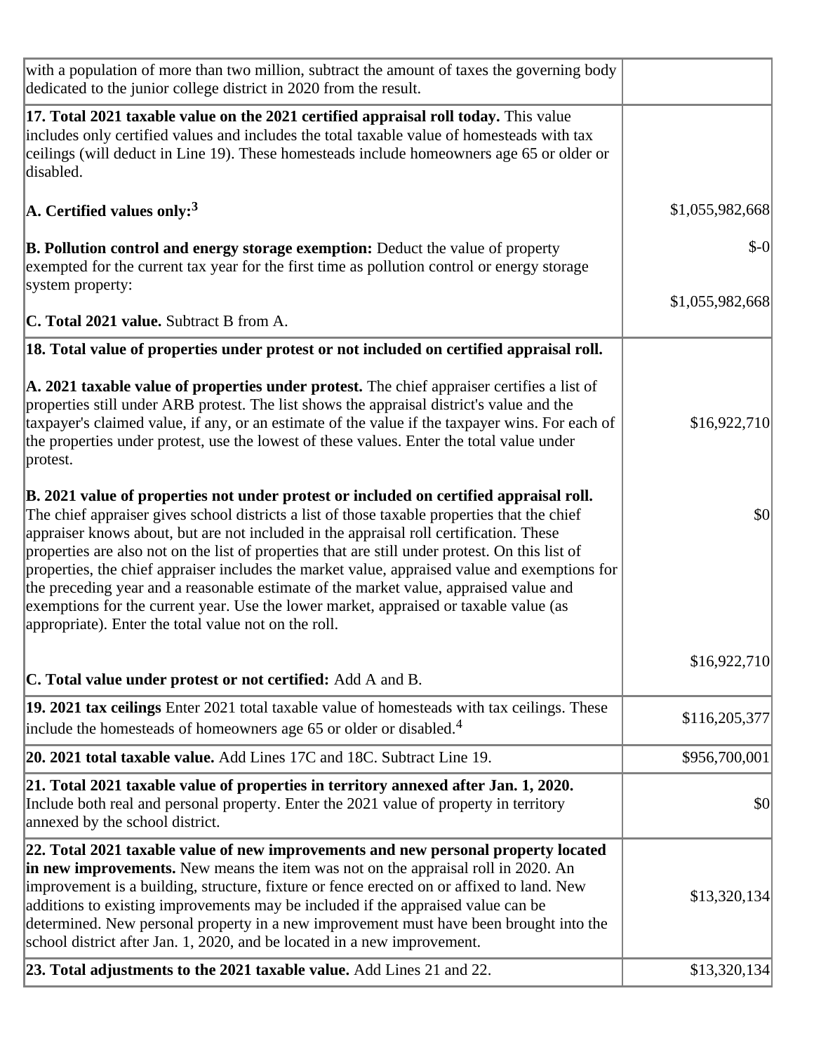| | |
|---|---|
| with a population of more than two million, subtract the amount of taxes the governing body dedicated to the junior college district in 2020 from the result. | |
| **17. Total 2021 taxable value on the 2021 certified appraisal roll today.** This value includes only certified values and includes the total taxable value of homesteads with tax ceilings (will deduct in Line 19). These homesteads include homeowners age 65 or older or disabled.<br><br>**A. Certified values only:**[3]<br><br>**B. Pollution control and energy storage exemption:** Deduct the value of property exempted for the current tax year for the first time as pollution control or energy storage system property:<br><br>**C. Total 2021 value.** Subtract B from A. | <br><br><br>$1,055,982,668<br><br>$-0<br><br><br>$1,055,982,668 |
| **18. Total value of properties under protest or not included on certified appraisal roll.**<br><br>**A. 2021 taxable value of properties under protest.** The chief appraiser certifies a list of properties still under ARB protest. The list shows the appraisal district's value and the taxpayer's claimed value, if any, or an estimate of the value if the taxpayer wins. For each of the properties under protest, use the lowest of these values. Enter the total value under protest.<br><br>**B. 2021 value of properties not under protest or included on certified appraisal roll.** The chief appraiser gives school districts a list of those taxable properties that the chief appraiser knows about, but are not included in the appraisal roll certification. These properties are also not on the list of properties that are still under protest. On this list of properties, the chief appraiser includes the market value, appraised value and exemptions for the preceding year and a reasonable estimate of the market value, appraised value and exemptions for the current year. Use the lower market, appraised or taxable value (as appropriate). Enter the total value not on the roll.<br><br>**C. Total value under protest or not certified:** Add A and B. | <br><br>$16,922,710<br><br><br>$0<br><br><br><br><br>$16,922,710 |
| **19. 2021 tax ceilings** Enter 2021 total taxable value of homesteads with tax ceilings. These include the homesteads of homeowners age 65 or older or disabled.[4] | $116,205,377 |
| **20. 2021 total taxable value.** Add Lines 17C and 18C. Subtract Line 19. | $956,700,001 |
| **21. Total 2021 taxable value of properties in territory annexed after Jan. 1, 2020.** Include both real and personal property. Enter the 2021 value of property in territory annexed by the school district. | $0 |
| **22. Total 2021 taxable value of new improvements and new personal property located in new improvements.** New means the item was not on the appraisal roll in 2020. An improvement is a building, structure, fixture or fence erected on or affixed to land. New additions to existing improvements may be included if the appraised value can be determined. New personal property in a new improvement must have been brought into the school district after Jan. 1, 2020, and be located in a new improvement. | $13,320,134 |
| **23. Total adjustments to the 2021 taxable value.** Add Lines 21 and 22. | $13,320,134 |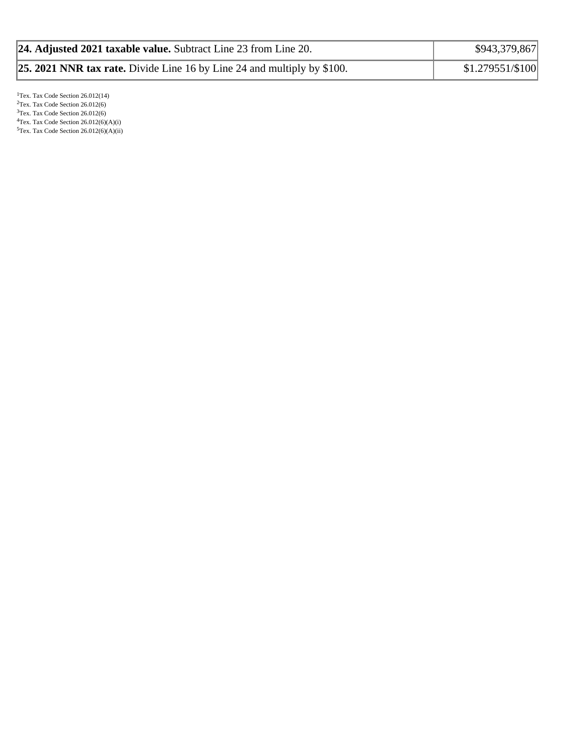| | |
|---|---|
| **24. Adjusted 2021 taxable value.** Subtract Line 23 from Line 20. | $943,379,867 |
| **25. 2021 NNR tax rate.** Divide Line 16 by Line 24 and multiply by $100. | $1.279551/$100 |

[1]Tex. Tax Code Section 26.012(14)
[2]Tex. Tax Code Section 26.012(6)
[3]Tex. Tax Code Section 26.012(6)
[4]Tex. Tax Code Section 26.012(6)(A)(i)
[5]Tex. Tax Code Section 26.012(6)(A)(ii)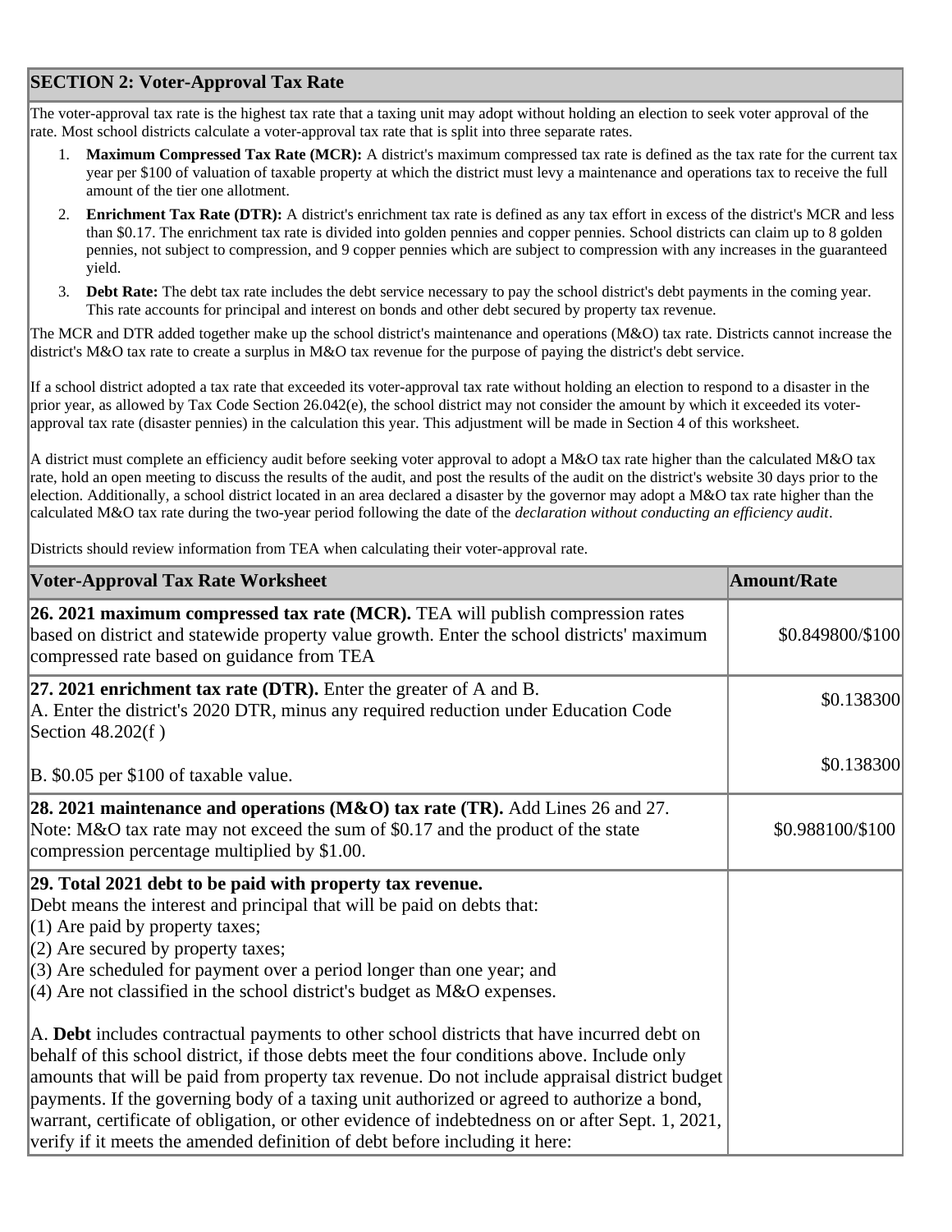## SECTION 2: Voter-Approval Tax Rate

The voter-approval tax rate is the highest tax rate that a taxing unit may adopt without holding an election to seek voter approval of the rate. Most school districts calculate a voter-approval tax rate that is split into three separate rates.

1. **Maximum Compressed Tax Rate (MCR):** A district's maximum compressed tax rate is defined as the tax rate for the current tax year per $100 of valuation of taxable property at which the district must levy a maintenance and operations tax to receive the full amount of the tier one allotment.
2. **Enrichment Tax Rate (DTR):** A district's enrichment tax rate is defined as any tax effort in excess of the district's MCR and less than $0.17. The enrichment tax rate is divided into golden pennies and copper pennies. School districts can claim up to 8 golden pennies, not subject to compression, and 9 copper pennies which are subject to compression with any increases in the guaranteed yield.
3. **Debt Rate:** The debt tax rate includes the debt service necessary to pay the school district's debt payments in the coming year. This rate accounts for principal and interest on bonds and other debt secured by property tax revenue.

The MCR and DTR added together make up the school district's maintenance and operations (M&O) tax rate. Districts cannot increase the district's M&O tax rate to create a surplus in M&O tax revenue for the purpose of paying the district's debt service.

If a school district adopted a tax rate that exceeded its voter-approval tax rate without holding an election to respond to a disaster in the prior year, as allowed by Tax Code Section 26.042(e), the school district may not consider the amount by which it exceeded its voter-approval tax rate (disaster pennies) in the calculation this year. This adjustment will be made in Section 4 of this worksheet.

A district must complete an efficiency audit before seeking voter approval to adopt a M&O tax rate higher than the calculated M&O tax rate, hold an open meeting to discuss the results of the audit, and post the results of the audit on the district's website 30 days prior to the election. Additionally, a school district located in an area declared a disaster by the governor may adopt a M&O tax rate higher than the calculated M&O tax rate during the two-year period following the date of the *declaration without conducting an efficiency audit*.

Districts should review information from TEA when calculating their voter-approval rate.

| Voter-Approval Tax Rate Worksheet | Amount/Rate |
|---|---|
| **26. 2021 maximum compressed tax rate (MCR).** TEA will publish compression rates based on district and statewide property value growth. Enter the school districts' maximum compressed rate based on guidance from TEA | $0.849800/$100 |
| **27. 2021 enrichment tax rate (DTR).** Enter the greater of A and B.<br>A. Enter the district's 2020 DTR, minus any required reduction under Education Code Section 48.202(f ) | $0.138300 |
| B. $0.05 per $100 of taxable value. | $0.138300 |
| **28. 2021 maintenance and operations (M&O) tax rate (TR).** Add Lines 26 and 27.<br>Note: M&O tax rate may not exceed the sum of $0.17 and the product of the state compression percentage multiplied by $1.00. | $0.988100/$100 |
| **29. Total 2021 debt to be paid with property tax revenue.**<br>Debt means the interest and principal that will be paid on debts that:<br>(1) Are paid by property taxes;<br>(2) Are secured by property taxes;<br>(3) Are scheduled for payment over a period longer than one year; and<br>(4) Are not classified in the school district's budget as M&O expenses.<br><br>A. **Debt** includes contractual payments to other school districts that have incurred debt on behalf of this school district, if those debts meet the four conditions above. Include only amounts that will be paid from property tax revenue. Do not include appraisal district budget payments. If the governing body of a taxing unit authorized or agreed to authorize a bond, warrant, certificate of obligation, or other evidence of indebtedness on or after Sept. 1, 2021, verify if it meets the amended definition of debt before including it here: | |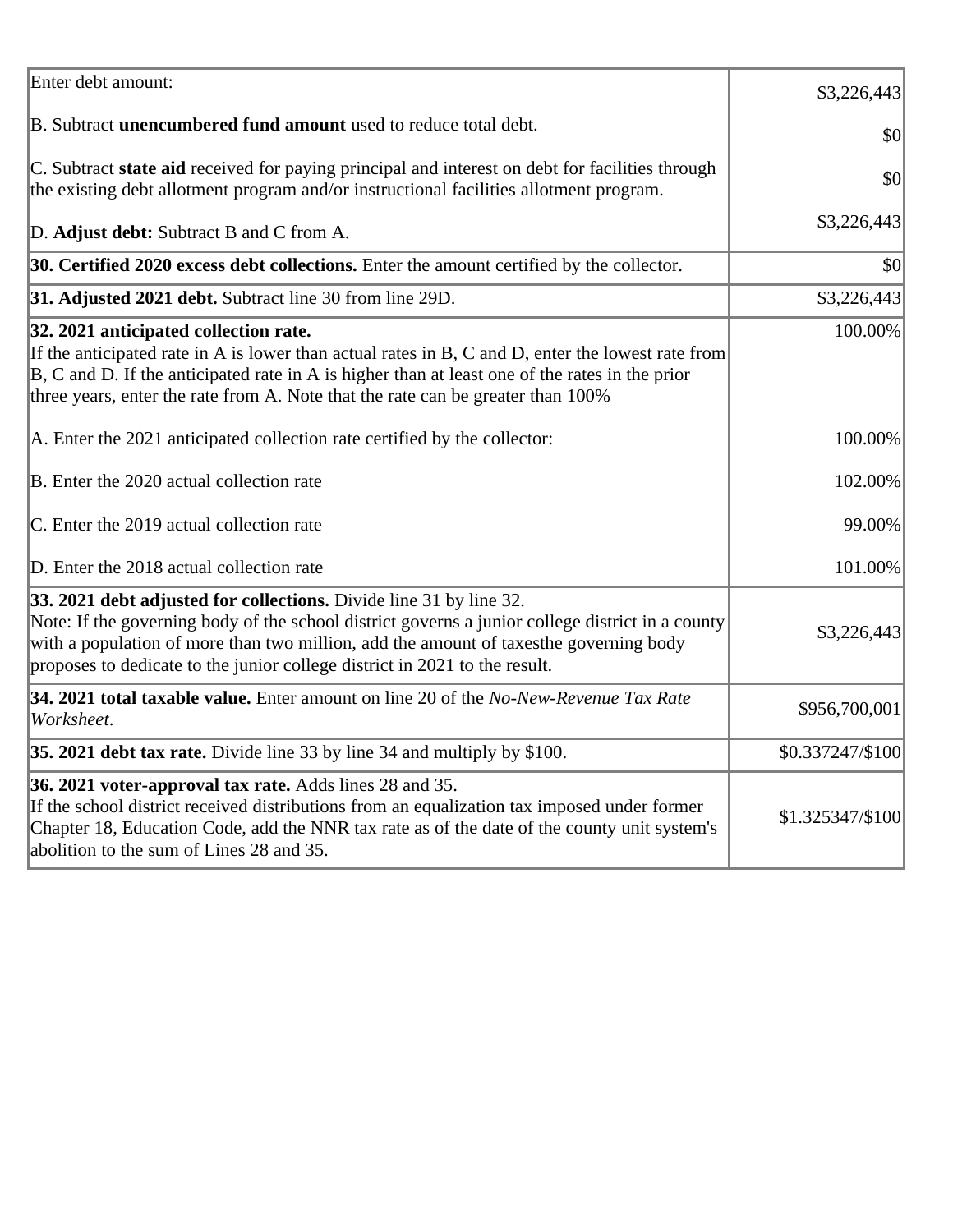| Enter debt amount: | $3,226,443 |
|---|---|
| B. Subtract **unencumbered fund amount** used to reduce total debt. | $0 |
| C. Subtract **state aid** received for paying principal and interest on debt for facilities through the existing debt allotment program and/or instructional facilities allotment program. | $0 |
| D. **Adjust debt:** Subtract B and C from A. | $3,226,443 |
| **30. Certified 2020 excess debt collections.** Enter the amount certified by the collector. | $0 |
| **31. Adjusted 2021 debt.** Subtract line 30 from line 29D. | $3,226,443 |
| **32. 2021 anticipated collection rate.** If the anticipated rate in A is lower than actual rates in B, C and D, enter the lowest rate from B, C and D. If the anticipated rate in A is higher than at least one of the rates in the prior three years, enter the rate from A. Note that the rate can be greater than 100% | 100.00% |
| A. Enter the 2021 anticipated collection rate certified by the collector: | 100.00% |
| B. Enter the 2020 actual collection rate | 102.00% |
| C. Enter the 2019 actual collection rate | 99.00% |
| D. Enter the 2018 actual collection rate | 101.00% |
| **33. 2021 debt adjusted for collections.** Divide line 31 by line 32. Note: If the governing body of the school district governs a junior college district in a county with a population of more than two million, add the amount of taxesthe governing body proposes to dedicate to the junior college district in 2021 to the result. | $3,226,443 |
| **34. 2021 total taxable value.** Enter amount on line 20 of the *No-New-Revenue Tax Rate Worksheet*. | $956,700,001 |
| **35. 2021 debt tax rate.** Divide line 33 by line 34 and multiply by $100. | $0.337247/$100 |
| **36. 2021 voter-approval tax rate.** Adds lines 28 and 35. If the school district received distributions from an equalization tax imposed under former Chapter 18, Education Code, add the NNR tax rate as of the date of the county unit system's abolition to the sum of Lines 28 and 35. | $1.325347/$100 |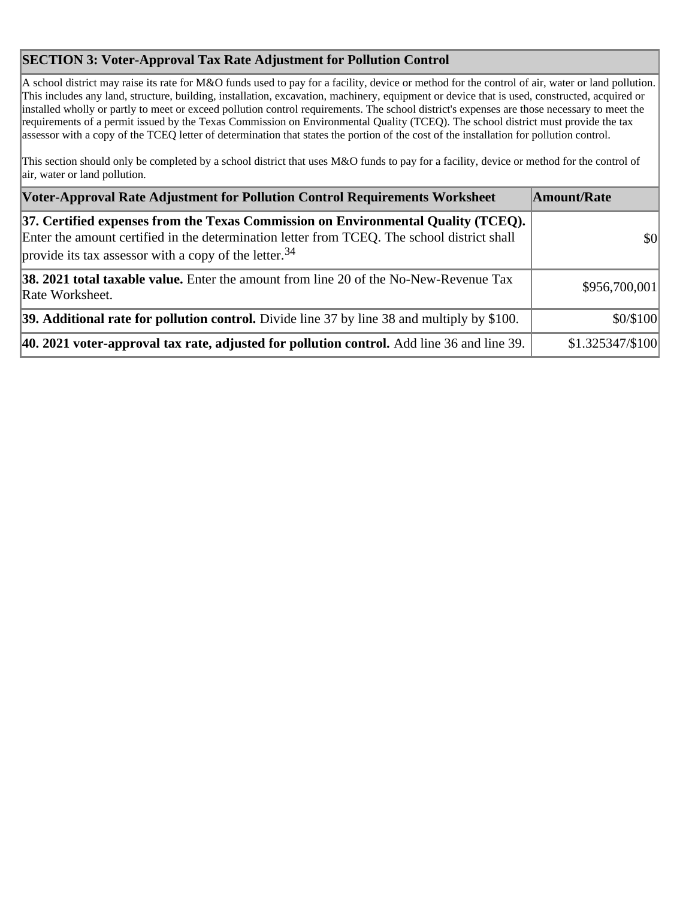## SECTION 3: Voter-Approval Tax Rate Adjustment for Pollution Control

A school district may raise its rate for M&O funds used to pay for a facility, device or method for the control of air, water or land pollution. This includes any land, structure, building, installation, excavation, machinery, equipment or device that is used, constructed, acquired or installed wholly or partly to meet or exceed pollution control requirements. The school district's expenses are those necessary to meet the requirements of a permit issued by the Texas Commission on Environmental Quality (TCEQ). The school district must provide the tax assessor with a copy of the TCEQ letter of determination that states the portion of the cost of the installation for pollution control.

This section should only be completed by a school district that uses M&O funds to pay for a facility, device or method for the control of air, water or land pollution.

| Voter-Approval Rate Adjustment for Pollution Control Requirements Worksheet | Amount/Rate |
| --- | --- |
| **37. Certified expenses from the Texas Commission on Environmental Quality (TCEQ).** Enter the amount certified in the determination letter from TCEQ. The school district shall provide its tax assessor with a copy of the letter.[34] | $0 |
| **38. 2021 total taxable value.** Enter the amount from line 20 of the No-New-Revenue Tax Rate Worksheet. | $956,700,001 |
| **39. Additional rate for pollution control.** Divide line 37 by line 38 and multiply by $100. | $0/$100 |
| **40. 2021 voter-approval tax rate, adjusted for pollution control.** Add line 36 and line 39. | $1.325347/$100 |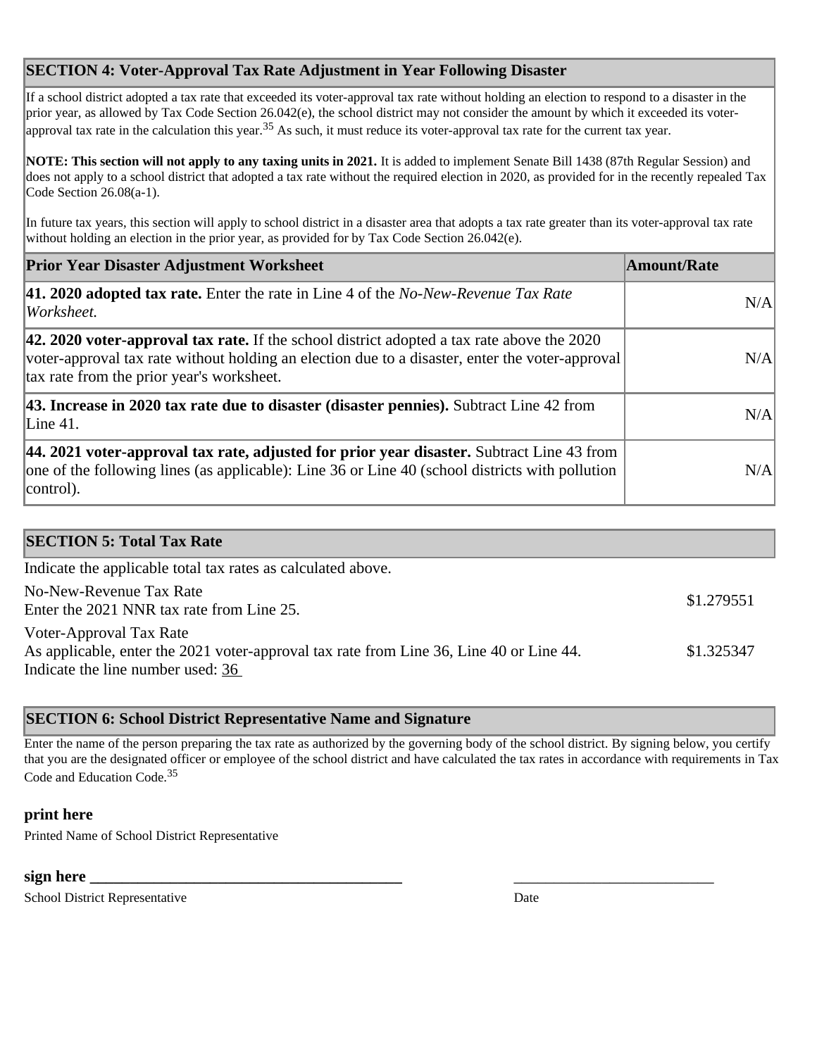## SECTION 4: Voter-Approval Tax Rate Adjustment in Year Following Disaster

If a school district adopted a tax rate that exceeded its voter-approval tax rate without holding an election to respond to a disaster in the prior year, as allowed by Tax Code Section 26.042(e), the school district may not consider the amount by which it exceeded its voter-approval tax rate in the calculation this year.[35] As such, it must reduce its voter-approval tax rate for the current tax year.

**NOTE: This section will not apply to any taxing units in 2021.** It is added to implement Senate Bill 1438 (87th Regular Session) and does not apply to a school district that adopted a tax rate without the required election in 2020, as provided for in the recently repealed Tax Code Section 26.08(a-1).

In future tax years, this section will apply to school district in a disaster area that adopts a tax rate greater than its voter-approval tax rate without holding an election in the prior year, as provided for by Tax Code Section 26.042(e).

| Prior Year Disaster Adjustment Worksheet | Amount/Rate |
|---|---|
| **41. 2020 adopted tax rate.** Enter the rate in Line 4 of the *No-New-Revenue Tax Rate Worksheet.* | N/A |
| **42. 2020 voter-approval tax rate.** If the school district adopted a tax rate above the 2020 voter-approval tax rate without holding an election due to a disaster, enter the voter-approval tax rate from the prior year's worksheet. | N/A |
| **43. Increase in 2020 tax rate due to disaster (disaster pennies).** Subtract Line 42 from Line 41. | N/A |
| **44. 2021 voter-approval tax rate, adjusted for prior year disaster.** Subtract Line 43 from one of the following lines (as applicable): Line 36 or Line 40 (school districts with pollution control). | N/A |

## SECTION 5: Total Tax Rate

Indicate the applicable total tax rates as calculated above.

| | |
|---|---|
| No-New-Revenue Tax Rate<br>Enter the 2021 NNR tax rate from Line 25. | $1.279551 |
| Voter-Approval Tax Rate<br>As applicable, enter the 2021 voter-approval tax rate from Line 36, Line 40 or Line 44.<br>Indicate the line number used: 36 | $1.325347 |

## SECTION 6: School District Representative Name and Signature

Enter the name of the person preparing the tax rate as authorized by the governing body of the school district. By signing below, you certify that you are the designated officer or employee of the school district and have calculated the tax rates in accordance with requirements in Tax Code and Education Code.[35]

**print here**

Printed Name of School District Representative

**sign here** ________________________________________ ________________________

School District Representative Date